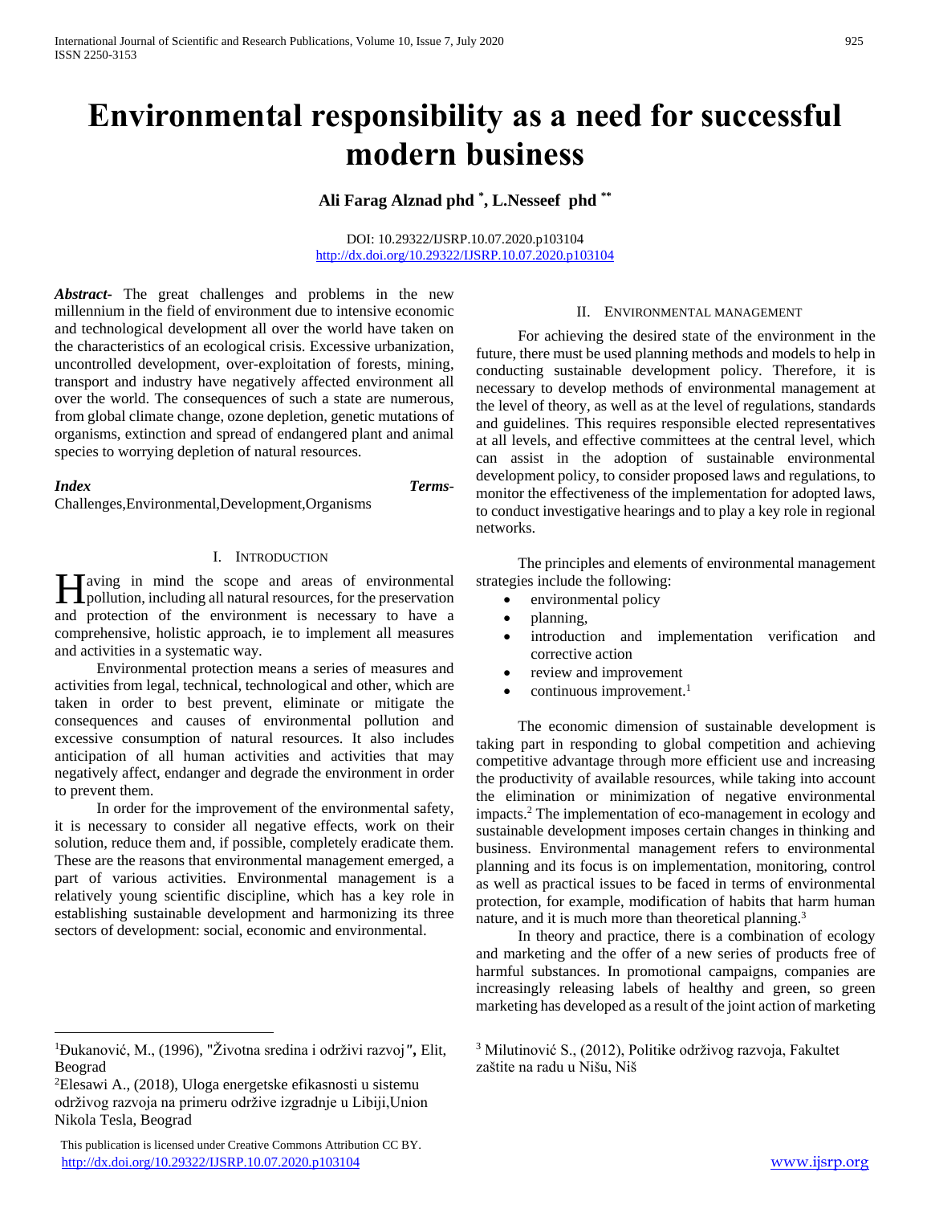# Environmental responsibility as a need for successful modern business

**Ali Farag Alznad phd [*], L.Nesseef phd [**]**

DOI: 10.29322/IJSRP.10.07.2020.p103104
http://dx.doi.org/10.29322/IJSRP.10.07.2020.p103104

***Abstract-*** The great challenges and problems in the new millennium in the field of environment due to intensive economic and technological development all over the world have taken on the characteristics of an ecological crisis. Excessive urbanization, uncontrolled development, over-exploitation of forests, mining, transport and industry have negatively affected environment all over the world. The consequences of such a state are numerous, from global climate change, ozone depletion, genetic mutations of organisms, extinction and spread of endangered plant and animal species to worrying depletion of natural resources.

***Index Terms*-** Challenges,Environmental,Development,Organisms

## I. Introduction

Having in mind the scope and areas of environmental pollution, including all natural resources, for the preservation and protection of the environment is necessary to have a comprehensive, holistic approach, ie to implement all measures and activities in a systematic way.

Environmental protection means a series of measures and activities from legal, technical, technological and other, which are taken in order to best prevent, eliminate or mitigate the consequences and causes of environmental pollution and excessive consumption of natural resources. It also includes anticipation of all human activities and activities that may negatively affect, endanger and degrade the environment in order to prevent them.

In order for the improvement of the environmental safety, it is necessary to consider all negative effects, work on their solution, reduce them and, if possible, completely eradicate them. These are the reasons that environmental management emerged, a part of various activities. Environmental management is a relatively young scientific discipline, which has a key role in establishing sustainable development and harmonizing its three sectors of development: social, economic and environmental.

## II. Environmental management

For achieving the desired state of the environment in the future, there must be used planning methods and models to help in conducting sustainable development policy. Therefore, it is necessary to develop methods of environmental management at the level of theory, as well as at the level of regulations, standards and guidelines. This requires responsible elected representatives at all levels, and effective committees at the central level, which can assist in the adoption of sustainable environmental development policy, to consider proposed laws and regulations, to monitor the effectiveness of the implementation for adopted laws, to conduct investigative hearings and to play a key role in regional networks.

The principles and elements of environmental management strategies include the following:

- environmental policy
- planning,
- introduction and implementation verification and corrective action
- review and improvement
- continuous improvement.[1]

The economic dimension of sustainable development is taking part in responding to global competition and achieving competitive advantage through more efficient use and increasing the productivity of available resources, while taking into account the elimination or minimization of negative environmental impacts.[2] The implementation of eco-management in ecology and sustainable development imposes certain changes in thinking and business. Environmental management refers to environmental planning and its focus is on implementation, monitoring, control as well as practical issues to be faced in terms of environmental protection, for example, modification of habits that harm human nature, and it is much more than theoretical planning.[3]

In theory and practice, there is a combination of ecology and marketing and the offer of a new series of products free of harmful substances. In promotional campaigns, companies are increasingly releasing labels of healthy and green, so green marketing has developed as a result of the joint action of marketing

---

[1] Đukanović, M., (1996), "Životna sredina i održivi razvoj", Elit, Beograd

[2] Elesawi A., (2018), Uloga energetske efikasnosti u sistemu održivog razvoja na primeru održive izgradnje u Libiji,Union Nikola Tesla, Beograd

[3] Milutinović S., (2012), Politike održivog razvoja, Fakultet zaštite na radu u Nišu, Niš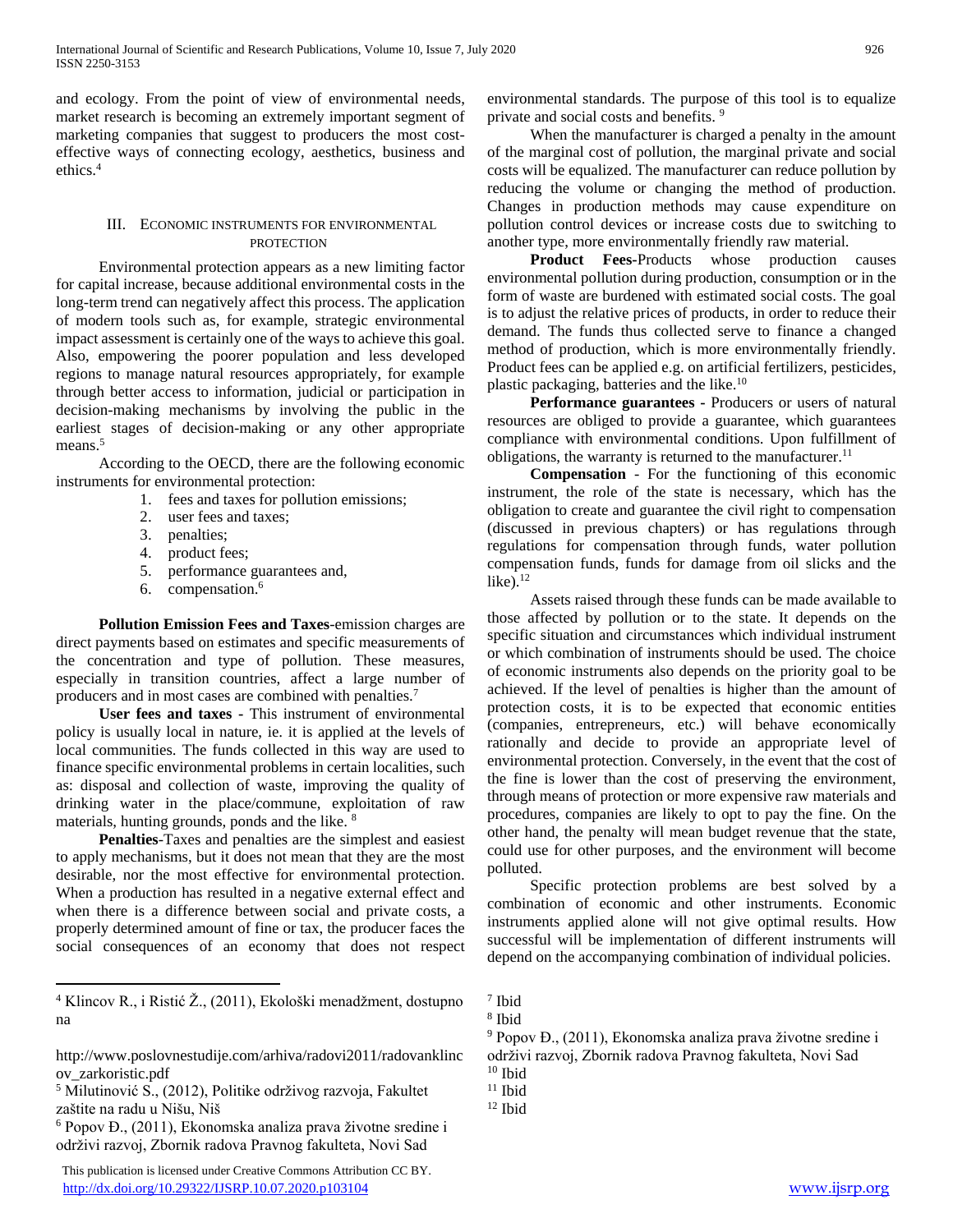and ecology. From the point of view of environmental needs, market research is becoming an extremely important segment of marketing companies that suggest to producers the most cost-effective ways of connecting ecology, aesthetics, business and ethics.[4]

## III. Economic instruments for environmental protection

Environmental protection appears as a new limiting factor for capital increase, because additional environmental costs in the long-term trend can negatively affect this process. The application of modern tools such as, for example, strategic environmental impact assessment is certainly one of the ways to achieve this goal. Also, empowering the poorer population and less developed regions to manage natural resources appropriately, for example through better access to information, judicial or participation in decision-making mechanisms by involving the public in the earliest stages of decision-making or any other appropriate means.[5]

According to the OECD, there are the following economic instruments for environmental protection:

1. fees and taxes for pollution emissions;
2. user fees and taxes;
3. penalties;
4. product fees;
5. performance guarantees and,
6. compensation.[6]

**Pollution Emission Fees and Taxes**-emission charges are direct payments based on estimates and specific measurements of the concentration and type of pollution. These measures, especially in transition countries, affect a large number of producers and in most cases are combined with penalties.[7]

**User fees and taxes -** This instrument of environmental policy is usually local in nature, ie. it is applied at the levels of local communities. The funds collected in this way are used to finance specific environmental problems in certain localities, such as: disposal and collection of waste, improving the quality of drinking water in the place/commune, exploitation of raw materials, hunting grounds, ponds and the like.[8]

**Penalties**-Taxes and penalties are the simplest and easiest to apply mechanisms, but it does not mean that they are the most desirable, nor the most effective for environmental protection. When a production has resulted in a negative external effect and when there is a difference between social and private costs, a properly determined amount of fine or tax, the producer faces the social consequences of an economy that does not respect environmental standards. The purpose of this tool is to equalize private and social costs and benefits.[9]

When the manufacturer is charged a penalty in the amount of the marginal cost of pollution, the marginal private and social costs will be equalized. The manufacturer can reduce pollution by reducing the volume or changing the method of production. Changes in production methods may cause expenditure on pollution control devices or increase costs due to switching to another type, more environmentally friendly raw material.

**Product Fees**-Products whose production causes environmental pollution during production, consumption or in the form of waste are burdened with estimated social costs. The goal is to adjust the relative prices of products, in order to reduce their demand. The funds thus collected serve to finance a changed method of production, which is more environmentally friendly. Product fees can be applied e.g. on artificial fertilizers, pesticides, plastic packaging, batteries and the like.[10]

**Performance guarantees -** Producers or users of natural resources are obliged to provide a guarantee, which guarantees compliance with environmental conditions. Upon fulfillment of obligations, the warranty is returned to the manufacturer.[11]

**Compensation** - For the functioning of this economic instrument, the role of the state is necessary, which has the obligation to create and guarantee the civil right to compensation (discussed in previous chapters) or has regulations through regulations for compensation through funds, water pollution compensation funds, funds for damage from oil slicks and the like).[12]

Assets raised through these funds can be made available to those affected by pollution or to the state. It depends on the specific situation and circumstances which individual instrument or which combination of instruments should be used. The choice of economic instruments also depends on the priority goal to be achieved. If the level of penalties is higher than the amount of protection costs, it is to be expected that economic entities (companies, entrepreneurs, etc.) will behave economically rationally and decide to provide an appropriate level of environmental protection. Conversely, in the event that the cost of the fine is lower than the cost of preserving the environment, through means of protection or more expensive raw materials and procedures, companies are likely to opt to pay the fine. On the other hand, the penalty will mean budget revenue that the state, could use for other purposes, and the environment will become polluted.

Specific protection problems are best solved by a combination of economic and other instruments. Economic instruments applied alone will not give optimal results. How successful will be implementation of different instruments will depend on the accompanying combination of individual policies.

---

[4] Klincov R., i Ristić Ž., (2011), Ekološki menadžment, dostupno na

http://www.poslovnestudije.com/arhiva/radovi2011/radovanklincov_zarkoristic.pdf

[5] Milutinović S., (2012), Politike održivog razvoja, Fakultet zaštite na radu u Nišu, Niš

[6] Popov Đ., (2011), Ekonomska analiza prava životne sredine i održivi razvoj, Zbornik radova Pravnog fakulteta, Novi Sad

[7] Ibid

[8] Ibid

[9] Popov Đ., (2011), Ekonomska analiza prava životne sredine i održivi razvoj, Zbornik radova Pravnog fakulteta, Novi Sad

[10] Ibid

[11] Ibid

[12] Ibid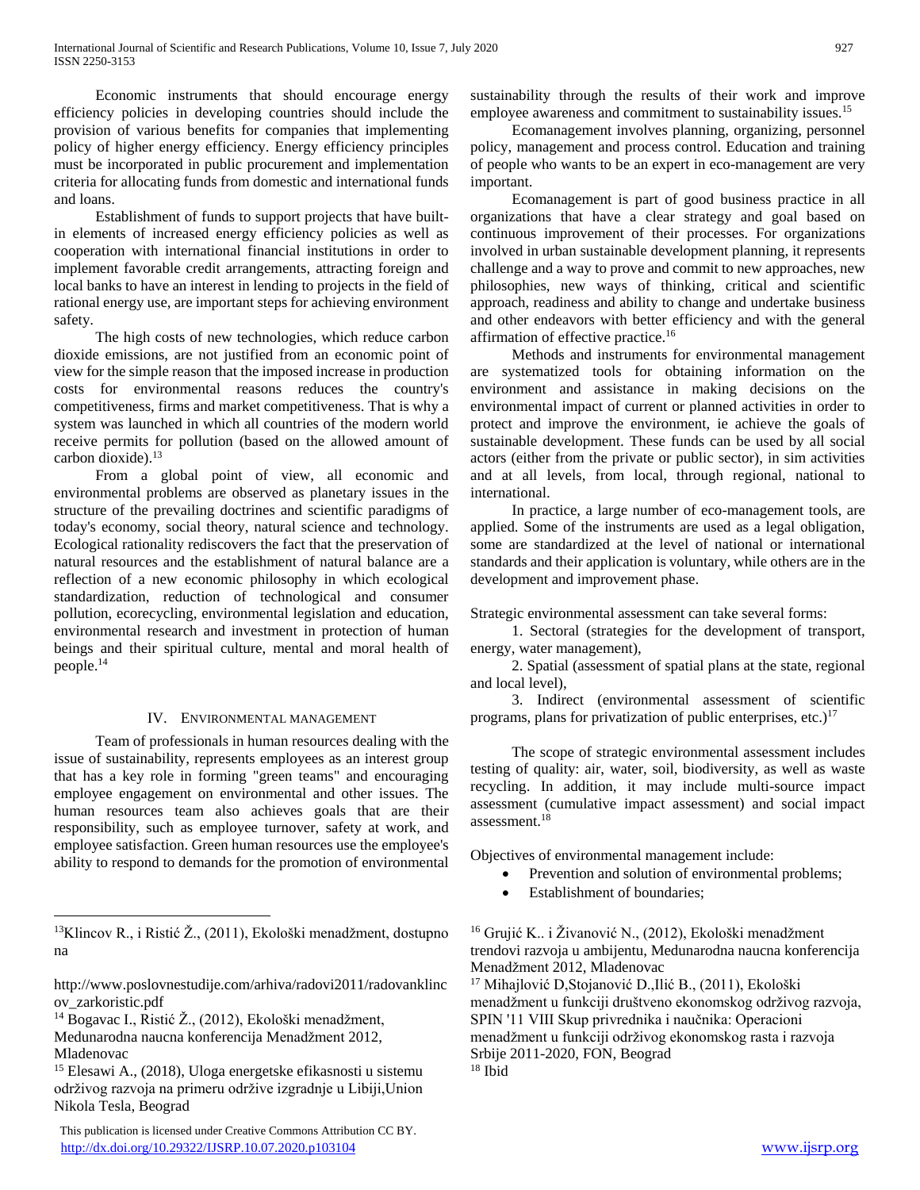Economic instruments that should encourage energy efficiency policies in developing countries should include the provision of various benefits for companies that implementing policy of higher energy efficiency. Energy efficiency principles must be incorporated in public procurement and implementation criteria for allocating funds from domestic and international funds and loans.

Establishment of funds to support projects that have built-in elements of increased energy efficiency policies as well as cooperation with international financial institutions in order to implement favorable credit arrangements, attracting foreign and local banks to have an interest in lending to projects in the field of rational energy use, are important steps for achieving environment safety.

The high costs of new technologies, which reduce carbon dioxide emissions, are not justified from an economic point of view for the simple reason that the imposed increase in production costs for environmental reasons reduces the country's competitiveness, firms and market competitiveness. That is why a system was launched in which all countries of the modern world receive permits for pollution (based on the allowed amount of carbon dioxide).[13]

From a global point of view, all economic and environmental problems are observed as planetary issues in the structure of the prevailing doctrines and scientific paradigms of today's economy, social theory, natural science and technology. Ecological rationality rediscovers the fact that the preservation of natural resources and the establishment of natural balance are a reflection of a new economic philosophy in which ecological standardization, reduction of technological and consumer pollution, ecorecycling, environmental legislation and education, environmental research and investment in protection of human beings and their spiritual culture, mental and moral health of people.[14]

## IV. Environmental management

Team of professionals in human resources dealing with the issue of sustainability, represents employees as an interest group that has a key role in forming "green teams" and encouraging employee engagement on environmental and other issues. The human resources team also achieves goals that are their responsibility, such as employee turnover, safety at work, and employee satisfaction. Green human resources use the employee's ability to respond to demands for the promotion of environmental sustainability through the results of their work and improve employee awareness and commitment to sustainability issues.[15]

Ecomanagement involves planning, organizing, personnel policy, management and process control. Education and training of people who wants to be an expert in eco-management are very important.

Ecomanagement is part of good business practice in all organizations that have a clear strategy and goal based on continuous improvement of their processes. For organizations involved in urban sustainable development planning, it represents challenge and a way to prove and commit to new approaches, new philosophies, new ways of thinking, critical and scientific approach, readiness and ability to change and undertake business and other endeavors with better efficiency and with the general affirmation of effective practice.[16]

Methods and instruments for environmental management are systematized tools for obtaining information on the environment and assistance in making decisions on the environmental impact of current or planned activities in order to protect and improve the environment, ie achieve the goals of sustainable development. These funds can be used by all social actors (either from the private or public sector), in sim activities and at all levels, from local, through regional, national to international.

In practice, a large number of eco-management tools, are applied. Some of the instruments are used as a legal obligation, some are standardized at the level of national or international standards and their application is voluntary, while others are in the development and improvement phase.

Strategic environmental assessment can take several forms:

1. Sectoral (strategies for the development of transport, energy, water management),
2. Spatial (assessment of spatial plans at the state, regional and local level),
3. Indirect (environmental assessment of scientific programs, plans for privatization of public enterprises, etc.)[17]

The scope of strategic environmental assessment includes testing of quality: air, water, soil, biodiversity, as well as waste recycling. In addition, it may include multi-source impact assessment (cumulative impact assessment) and social impact assessment.[18]

Objectives of environmental management include:

- Prevention and solution of environmental problems;
- Establishment of boundaries;

---

[13] Klincov R., i Ristić Ž., (2011), Ekološki menadžment, dostupno na

http://www.poslovnestudije.com/arhiva/radovi2011/radovanklincov_zarkoristic.pdf

[14] Bogavac I., Ristić Ž., (2012), Ekološki menadžment, Medunarodna naucna konferencija Menadžment 2012, Mladenovac

[15] Elesawi A., (2018), Uloga energetske efikasnosti u sistemu održivog razvoja na primeru održive izgradnje u Libiji,Union Nikola Tesla, Beograd

[16] Grujić K.. i Živanović N., (2012), Ekološki menadžment trendovi razvoja u ambijentu, Medunarodna naucna konferencija Menadžment 2012, Mladenovac

[17] Mihajlović D,Stojanović D.,Ilić B., (2011), Ekološki menadžment u funkciji društveno ekonomskog održivog razvoja, SPIN '11 VIII Skup privrednika i naučnika: Operacioni menadžment u funkciji održivog ekonomskog rasta i razvoja Srbije 2011-2020, FON, Beograd

[18] Ibid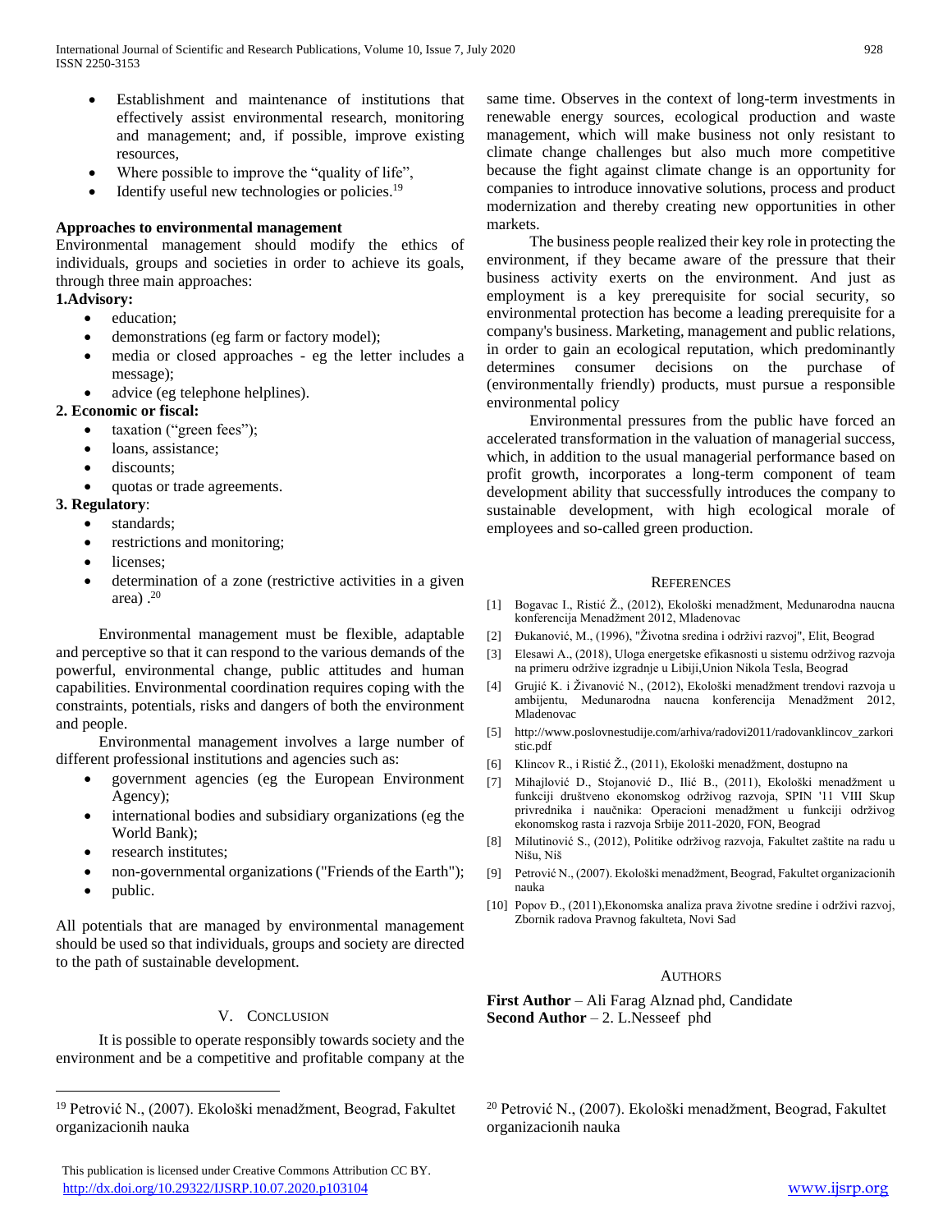- Establishment and maintenance of institutions that effectively assist environmental research, monitoring and management; and, if possible, improve existing resources,
- Where possible to improve the "quality of life",
- Identify useful new technologies or policies.[19]

**Approaches to environmental management**

Environmental management should modify the ethics of individuals, groups and societies in order to achieve its goals, through three main approaches:

**1.Advisory:**

- education;
- demonstrations (eg farm or factory model);
- media or closed approaches - eg the letter includes a message);
- advice (eg telephone helplines).

**2. Economic or fiscal:**

- taxation ("green fees");
- loans, assistance;
- discounts;
- quotas or trade agreements.

**3. Regulatory**:

- standards;
- restrictions and monitoring;
- licenses;
- determination of a zone (restrictive activities in a given area) .[20]

Environmental management must be flexible, adaptable and perceptive so that it can respond to the various demands of the powerful, environmental change, public attitudes and human capabilities. Environmental coordination requires coping with the constraints, potentials, risks and dangers of both the environment and people.

Environmental management involves a large number of different professional institutions and agencies such as:

- government agencies (eg the European Environment Agency);
- international bodies and subsidiary organizations (eg the World Bank);
- research institutes;
- non-governmental organizations ("Friends of the Earth");
- public.

All potentials that are managed by environmental management should be used so that individuals, groups and society are directed to the path of sustainable development.

## V. Conclusion

It is possible to operate responsibly towards society and the environment and be a competitive and profitable company at the same time. Observes in the context of long-term investments in renewable energy sources, ecological production and waste management, which will make business not only resistant to climate change challenges but also much more competitive because the fight against climate change is an opportunity for companies to introduce innovative solutions, process and product modernization and thereby creating new opportunities in other markets.

The business people realized their key role in protecting the environment, if they became aware of the pressure that their business activity exerts on the environment. And just as employment is a key prerequisite for social security, so environmental protection has become a leading prerequisite for a company's business. Marketing, management and public relations, in order to gain an ecological reputation, which predominantly determines consumer decisions on the purchase of (environmentally friendly) products, must pursue a responsible environmental policy

Environmental pressures from the public have forced an accelerated transformation in the valuation of managerial success, which, in addition to the usual managerial performance based on profit growth, incorporates a long-term component of team development ability that successfully introduces the company to sustainable development, with high ecological morale of employees and so-called green production.

## References

[1] Bogavac I., Ristić Ž., (2012), Ekološki menadžment, Medunarodna naucna konferencija Menadžment 2012, Mladenovac

[2] Đukanović, M., (1996), "Životna sredina i održivi razvoj", Elit, Beograd

[3] Elesawi A., (2018), Uloga energetske efikasnosti u sistemu održivog razvoja na primeru održive izgradnje u Libiji,Union Nikola Tesla, Beograd

[4] Grujić K. i Živanović N., (2012), Ekološki menadžment trendovi razvoja u ambijentu, Medunarodna naucna konferencija Menadžment 2012, Mladenovac

[5] http://www.poslovnestudije.com/arhiva/radovi2011/radovanklincov_zarkoristic.pdf

[6] Klincov R., i Ristić Ž., (2011), Ekološki menadžment, dostupno na

[7] Mihajlović D., Stojanović D., Ilić B., (2011), Ekološki menadžment u funkciji društveno ekonomskog održivog razvoja, SPIN '11 VIII Skup privrednika i naučnika: Operacioni menadžment u funkciji održivog ekonomskog rasta i razvoja Srbije 2011-2020, FON, Beograd

[8] Milutinović S., (2012), Politike održivog razvoja, Fakultet zaštite na radu u Nišu, Niš

[9] Petrović N., (2007). Ekološki menadžment, Beograd, Fakultet organizacionih nauka

[10] Popov Đ., (2011),Ekonomska analiza prava životne sredine i održivi razvoj, Zbornik radova Pravnog fakulteta, Novi Sad

## Authors

**First Author** – Ali Farag Alznad phd, Candidate
**Second Author** – 2. L.Nesseef phd

[19] Petrović N., (2007). Ekološki menadžment, Beograd, Fakultet organizacionih nauka

[20] Petrović N., (2007). Ekološki menadžment, Beograd, Fakultet organizacionih nauka